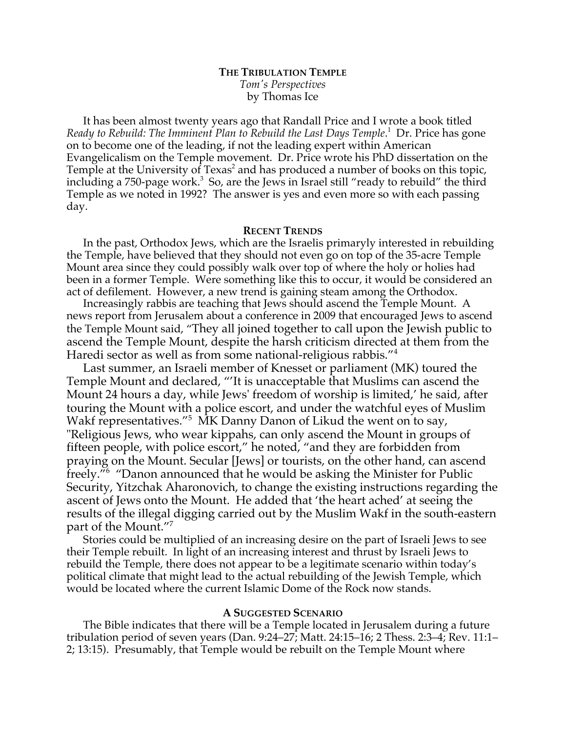**THE TRIBULATION TEMPLE**

*Tom's Perspectives*

by Thomas Ice

It has been almost twenty years ago that Randall Price and I wrote a book titled *Ready to Rebuild: The Imminent Plan to Rebuild the Last Days Temple*.[1] Dr. Price has gone on to become one of the leading, if not the leading expert within American Evangelicalism on the Temple movement. Dr. Price wrote his PhD dissertation on the Temple at the University of Texas[2] and has produced a number of books on this topic, including a 750-page work.[3] So, are the Jews in Israel still "ready to rebuild" the third Temple as we noted in 1992? The answer is yes and even more so with each passing day.

**RECENT TRENDS**

In the past, Orthodox Jews, which are the Israelis primaryly interested in rebuilding the Temple, have believed that they should not even go on top of the 35-acre Temple Mount area since they could possibly walk over top of where the holy or holies had been in a former Temple. Were something like this to occur, it would be considered an act of defilement. However, a new trend is gaining steam among the Orthodox.

Increasingly rabbis are teaching that Jews should ascend the Temple Mount. A news report from Jerusalem about a conference in 2009 that encouraged Jews to ascend the Temple Mount said, "They all joined together to call upon the Jewish public to ascend the Temple Mount, despite the harsh criticism directed at them from the Haredi sector as well as from some national-religious rabbis."[4]

Last summer, an Israeli member of Knesset or parliament (MK) toured the Temple Mount and declared, "'It is unacceptable that Muslims can ascend the Mount 24 hours a day, while Jews' freedom of worship is limited,' he said, after touring the Mount with a police escort, and under the watchful eyes of Muslim Wakf representatives."[5] MK Danny Danon of Likud the went on to say, "Religious Jews, who wear kippahs, can only ascend the Mount in groups of fifteen people, with police escort," he noted, "and they are forbidden from praying on the Mount. Secular [Jews] or tourists, on the other hand, can ascend freely."[6] "Danon announced that he would be asking the Minister for Public Security, Yitzchak Aharonovich, to change the existing instructions regarding the ascent of Jews onto the Mount. He added that 'the heart ached' at seeing the results of the illegal digging carried out by the Muslim Wakf in the south-eastern part of the Mount."[7]

Stories could be multiplied of an increasing desire on the part of Israeli Jews to see their Temple rebuilt. In light of an increasing interest and thrust by Israeli Jews to rebuild the Temple, there does not appear to be a legitimate scenario within today's political climate that might lead to the actual rebuilding of the Jewish Temple, which would be located where the current Islamic Dome of the Rock now stands.

**A SUGGESTED SCENARIO**

The Bible indicates that there will be a Temple located in Jerusalem during a future tribulation period of seven years (Dan. 9:24–27; Matt. 24:15–16; 2 Thess. 2:3–4; Rev. 11:1–2; 13:15). Presumably, that Temple would be rebuilt on the Temple Mount where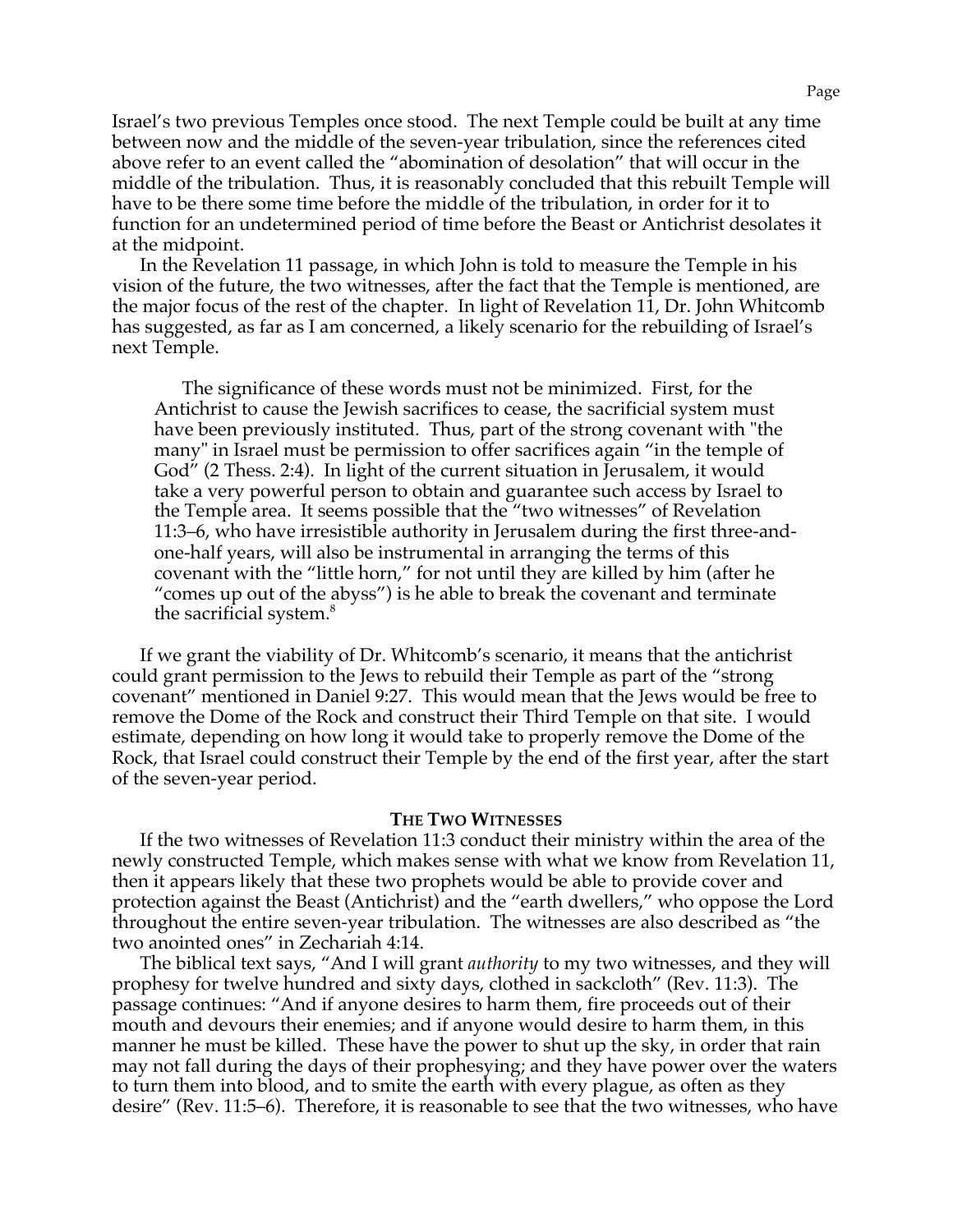Israel's two previous Temples once stood. The next Temple could be built at any time between now and the middle of the seven-year tribulation, since the references cited above refer to an event called the "abomination of desolation" that will occur in the middle of the tribulation. Thus, it is reasonably concluded that this rebuilt Temple will have to be there some time before the middle of the tribulation, in order for it to function for an undetermined period of time before the Beast or Antichrist desolates it at the midpoint.

In the Revelation 11 passage, in which John is told to measure the Temple in his vision of the future, the two witnesses, after the fact that the Temple is mentioned, are the major focus of the rest of the chapter. In light of Revelation 11, Dr. John Whitcomb has suggested, as far as I am concerned, a likely scenario for the rebuilding of Israel's next Temple.

> The significance of these words must not be minimized. First, for the Antichrist to cause the Jewish sacrifices to cease, the sacrificial system must have been previously instituted. Thus, part of the strong covenant with "the many" in Israel must be permission to offer sacrifices again "in the temple of God" (2 Thess. 2:4). In light of the current situation in Jerusalem, it would take a very powerful person to obtain and guarantee such access by Israel to the Temple area. It seems possible that the "two witnesses" of Revelation 11:3–6, who have irresistible authority in Jerusalem during the first three-and-one-half years, will also be instrumental in arranging the terms of this covenant with the "little horn," for not until they are killed by him (after he "comes up out of the abyss") is he able to break the covenant and terminate the sacrificial system.[8]

If we grant the viability of Dr. Whitcomb's scenario, it means that the antichrist could grant permission to the Jews to rebuild their Temple as part of the "strong covenant" mentioned in Daniel 9:27. This would mean that the Jews would be free to remove the Dome of the Rock and construct their Third Temple on that site. I would estimate, depending on how long it would take to properly remove the Dome of the Rock, that Israel could construct their Temple by the end of the first year, after the start of the seven-year period.

## THE TWO WITNESSES

If the two witnesses of Revelation 11:3 conduct their ministry within the area of the newly constructed Temple, which makes sense with what we know from Revelation 11, then it appears likely that these two prophets would be able to provide cover and protection against the Beast (Antichrist) and the "earth dwellers," who oppose the Lord throughout the entire seven-year tribulation. The witnesses are also described as "the two anointed ones" in Zechariah 4:14.

The biblical text says, "And I will grant *authority* to my two witnesses, and they will prophesy for twelve hundred and sixty days, clothed in sackcloth" (Rev. 11:3). The passage continues: "And if anyone desires to harm them, fire proceeds out of their mouth and devours their enemies; and if anyone would desire to harm them, in this manner he must be killed. These have the power to shut up the sky, in order that rain may not fall during the days of their prophesying; and they have power over the waters to turn them into blood, and to smite the earth with every plague, as often as they desire" (Rev. 11:5–6). Therefore, it is reasonable to see that the two witnesses, who have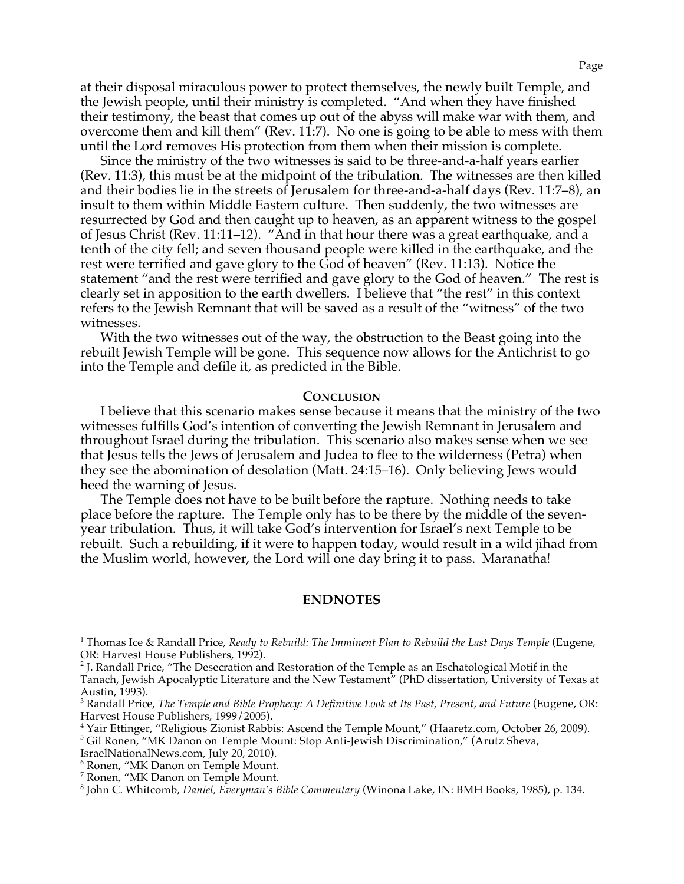at their disposal miraculous power to protect themselves, the newly built Temple, and the Jewish people, until their ministry is completed. "And when they have finished their testimony, the beast that comes up out of the abyss will make war with them, and overcome them and kill them" (Rev. 11:7). No one is going to be able to mess with them until the Lord removes His protection from them when their mission is complete.

Since the ministry of the two witnesses is said to be three-and-a-half years earlier (Rev. 11:3), this must be at the midpoint of the tribulation. The witnesses are then killed and their bodies lie in the streets of Jerusalem for three-and-a-half days (Rev. 11:7–8), an insult to them within Middle Eastern culture. Then suddenly, the two witnesses are resurrected by God and then caught up to heaven, as an apparent witness to the gospel of Jesus Christ (Rev. 11:11–12). "And in that hour there was a great earthquake, and a tenth of the city fell; and seven thousand people were killed in the earthquake, and the rest were terrified and gave glory to the God of heaven" (Rev. 11:13). Notice the statement "and the rest were terrified and gave glory to the God of heaven." The rest is clearly set in apposition to the earth dwellers. I believe that "the rest" in this context refers to the Jewish Remnant that will be saved as a result of the "witness" of the two witnesses.

With the two witnesses out of the way, the obstruction to the Beast going into the rebuilt Jewish Temple will be gone. This sequence now allows for the Antichrist to go into the Temple and defile it, as predicted in the Bible.

## CONCLUSION

I believe that this scenario makes sense because it means that the ministry of the two witnesses fulfills God's intention of converting the Jewish Remnant in Jerusalem and throughout Israel during the tribulation. This scenario also makes sense when we see that Jesus tells the Jews of Jerusalem and Judea to flee to the wilderness (Petra) when they see the abomination of desolation (Matt. 24:15–16). Only believing Jews would heed the warning of Jesus.

The Temple does not have to be built before the rapture. Nothing needs to take place before the rapture. The Temple only has to be there by the middle of the seven-year tribulation. Thus, it will take God's intervention for Israel's next Temple to be rebuilt. Such a rebuilding, if it were to happen today, would result in a wild jihad from the Muslim world, however, the Lord will one day bring it to pass. Maranatha!

## ENDNOTES

[1] Thomas Ice & Randall Price, *Ready to Rebuild: The Imminent Plan to Rebuild the Last Days Temple* (Eugene, OR: Harvest House Publishers, 1992).

[2] J. Randall Price, "The Desecration and Restoration of the Temple as an Eschatological Motif in the Tanach, Jewish Apocalyptic Literature and the New Testament" (PhD dissertation, University of Texas at Austin, 1993).

[3] Randall Price, *The Temple and Bible Prophecy: A Definitive Look at Its Past, Present, and Future* (Eugene, OR: Harvest House Publishers, 1999/2005).

[4] Yair Ettinger, "Religious Zionist Rabbis: Ascend the Temple Mount," (Haaretz.com, October 26, 2009).

[5] Gil Ronen, "MK Danon on Temple Mount: Stop Anti-Jewish Discrimination," (Arutz Sheva, IsraelNationalNews.com, July 20, 2010).

[6] Ronen, "MK Danon on Temple Mount.

[7] Ronen, "MK Danon on Temple Mount.

[8] John C. Whitcomb, *Daniel, Everyman's Bible Commentary* (Winona Lake, IN: BMH Books, 1985), p. 134.